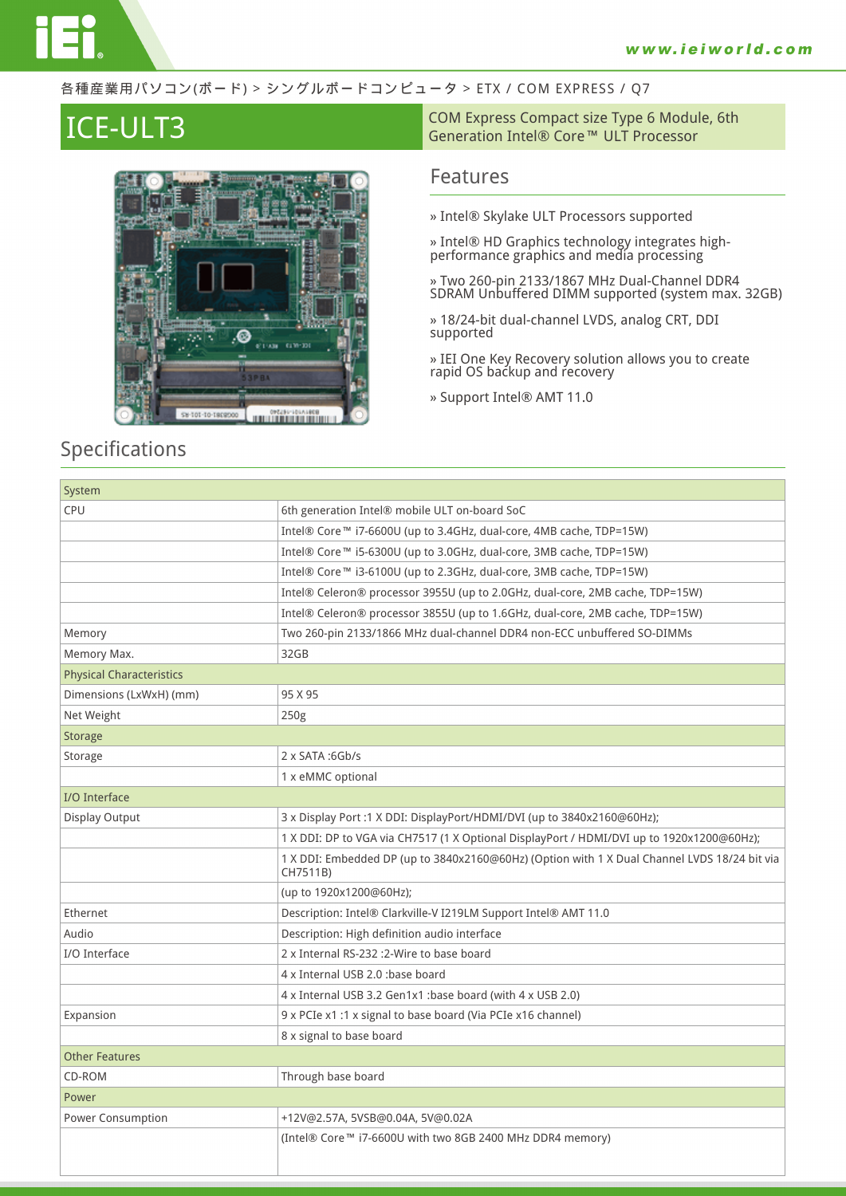各種産業用パソコン(ボード) > シングルボードコンピュータ > ETX / COM EXPRESS / Q7

# ICE-ULT3

COM Express Compact size Type 6 Module, 6th Generation Intel® Core™ ULT Processor

## Features

» Intel® Skylake ULT Processors supported

» Intel® HD Graphics technology integrates high-performance graphics and media processing

» Two 260-pin 2133/1867 MHz Dual-Channel DDR4 SDRAM Unbuffered DIMM supported (system max. 32GB)

» 18/24-bit dual-channel LVDS, analog CRT, DDI supported

» IEI One Key Recovery solution allows you to create rapid OS backup and recovery

» Support Intel® AMT 11.0

## Specifications

| System | |
|---|---|
| CPU | 6th generation Intel® mobile ULT on-board SoC |
| | Intel® Core™ i7-6600U (up to 3.4GHz, dual-core, 4MB cache, TDP=15W) |
| | Intel® Core™ i5-6300U (up to 3.0GHz, dual-core, 3MB cache, TDP=15W) |
| | Intel® Core™ i3-6100U (up to 2.3GHz, dual-core, 3MB cache, TDP=15W) |
| | Intel® Celeron® processor 3955U (up to 2.0GHz, dual-core, 2MB cache, TDP=15W) |
| | Intel® Celeron® processor 3855U (up to 1.6GHz, dual-core, 2MB cache, TDP=15W) |
| Memory | Two 260-pin 2133/1866 MHz dual-channel DDR4 non-ECC unbuffered SO-DIMMs |
| Memory Max. | 32GB |
| **Physical Characteristics** | |
| Dimensions (LxWxH) (mm) | 95 X 95 |
| Net Weight | 250g |
| **Storage** | |
| Storage | 2 x SATA :6Gb/s |
| | 1 x eMMC optional |
| **I/O Interface** | |
| Display Output | 3 x Display Port :1 X DDI: DisplayPort/HDMI/DVI (up to 3840x2160@60Hz); |
| | 1 X DDI: DP to VGA via CH7517 (1 X Optional DisplayPort / HDMI/DVI up to 1920x1200@60Hz); |
| | 1 X DDI: Embedded DP (up to 3840x2160@60Hz) (Option with 1 X Dual Channel LVDS 18/24 bit via CH7511B) |
| | (up to 1920x1200@60Hz); |
| Ethernet | Description: Intel® Clarkville-V I219LM Support Intel® AMT 11.0 |
| Audio | Description: High definition audio interface |
| I/O Interface | 2 x Internal RS-232 :2-Wire to base board |
| | 4 x Internal USB 2.0 :base board |
| | 4 x Internal USB 3.2 Gen1x1 :base board (with 4 x USB 2.0) |
| Expansion | 9 x PCIe x1 :1 x signal to base board (Via PCIe x16 channel) |
| | 8 x signal to base board |
| **Other Features** | |
| CD-ROM | Through base board |
| **Power** | |
| Power Consumption | +12V@2.57A, 5VSB@0.04A, 5V@0.02A |
| | (Intel® Core™ i7-6600U with two 8GB 2400 MHz DDR4 memory) |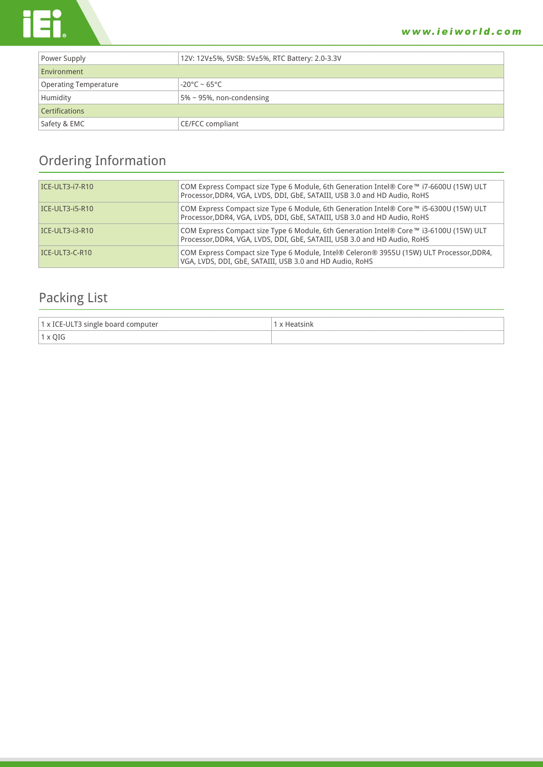| | |
|---|---|
| Power Supply | 12V: 12V±5%, 5VSB: 5V±5%, RTC Battery: 2.0-3.3V |
| Environment | |
| Operating Temperature | -20°C ~ 65°C |
| Humidity | 5% ~ 95%, non-condensing |
| Certifications | |
| Safety & EMC | CE/FCC compliant |

## Ordering Information

| | |
|---|---|
| ICE-ULT3-i7-R10 | COM Express Compact size Type 6 Module, 6th Generation Intel® Core™ i7-6600U (15W) ULT Processor,DDR4, VGA, LVDS, DDI, GbE, SATAIII, USB 3.0 and HD Audio, RoHS |
| ICE-ULT3-i5-R10 | COM Express Compact size Type 6 Module, 6th Generation Intel® Core™ i5-6300U (15W) ULT Processor,DDR4, VGA, LVDS, DDI, GbE, SATAIII, USB 3.0 and HD Audio, RoHS |
| ICE-ULT3-i3-R10 | COM Express Compact size Type 6 Module, 6th Generation Intel® Core™ i3-6100U (15W) ULT Processor,DDR4, VGA, LVDS, DDI, GbE, SATAIII, USB 3.0 and HD Audio, RoHS |
| ICE-ULT3-C-R10 | COM Express Compact size Type 6 Module, Intel® Celeron® 3955U (15W) ULT Processor,DDR4, VGA, LVDS, DDI, GbE, SATAIII, USB 3.0 and HD Audio, RoHS |

## Packing List

| | |
|---|---|
| 1 x ICE-ULT3 single board computer | 1 x Heatsink |
| 1 x QIG | |